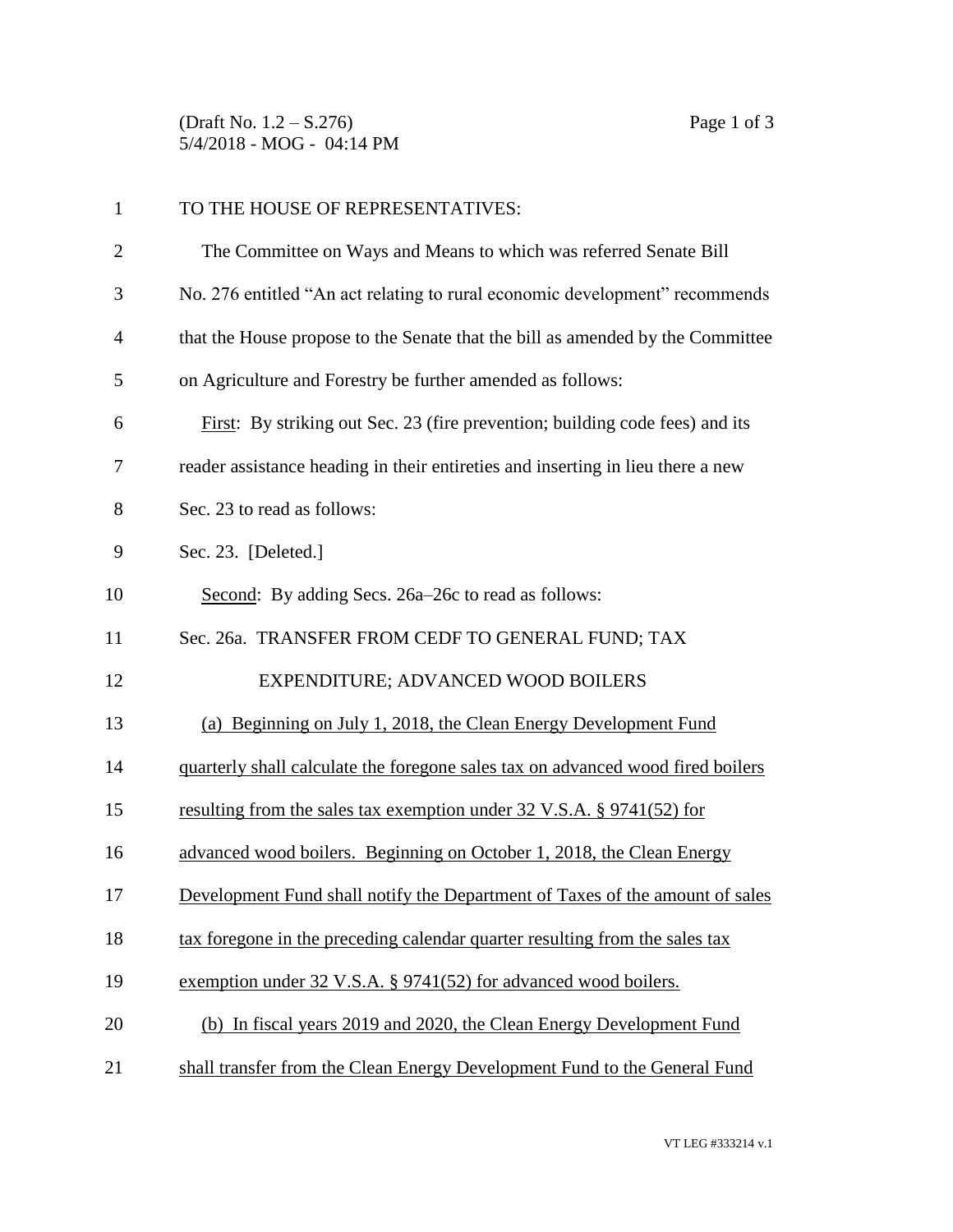TO THE HOUSE OF REPRESENTATIVES:

The Committee on Ways and Means to which was referred Senate Bill No. 276 entitled "An act relating to rural economic development" recommends that the House propose to the Senate that the bill as amended by the Committee on Agriculture and Forestry be further amended as follows:

First: By striking out Sec. 23 (fire prevention; building code fees) and its reader assistance heading in their entireties and inserting in lieu there a new Sec. 23 to read as follows:

Sec. 23. [Deleted.]

Second: By adding Secs. 26a–26c to read as follows:

Sec. 26a. TRANSFER FROM CEDF TO GENERAL FUND; TAX EXPENDITURE; ADVANCED WOOD BOILERS

(a) Beginning on July 1, 2018, the Clean Energy Development Fund quarterly shall calculate the foregone sales tax on advanced wood fired boilers resulting from the sales tax exemption under 32 V.S.A. § 9741(52) for advanced wood boilers. Beginning on October 1, 2018, the Clean Energy Development Fund shall notify the Department of Taxes of the amount of sales tax foregone in the preceding calendar quarter resulting from the sales tax exemption under 32 V.S.A. § 9741(52) for advanced wood boilers.

(b) In fiscal years 2019 and 2020, the Clean Energy Development Fund shall transfer from the Clean Energy Development Fund to the General Fund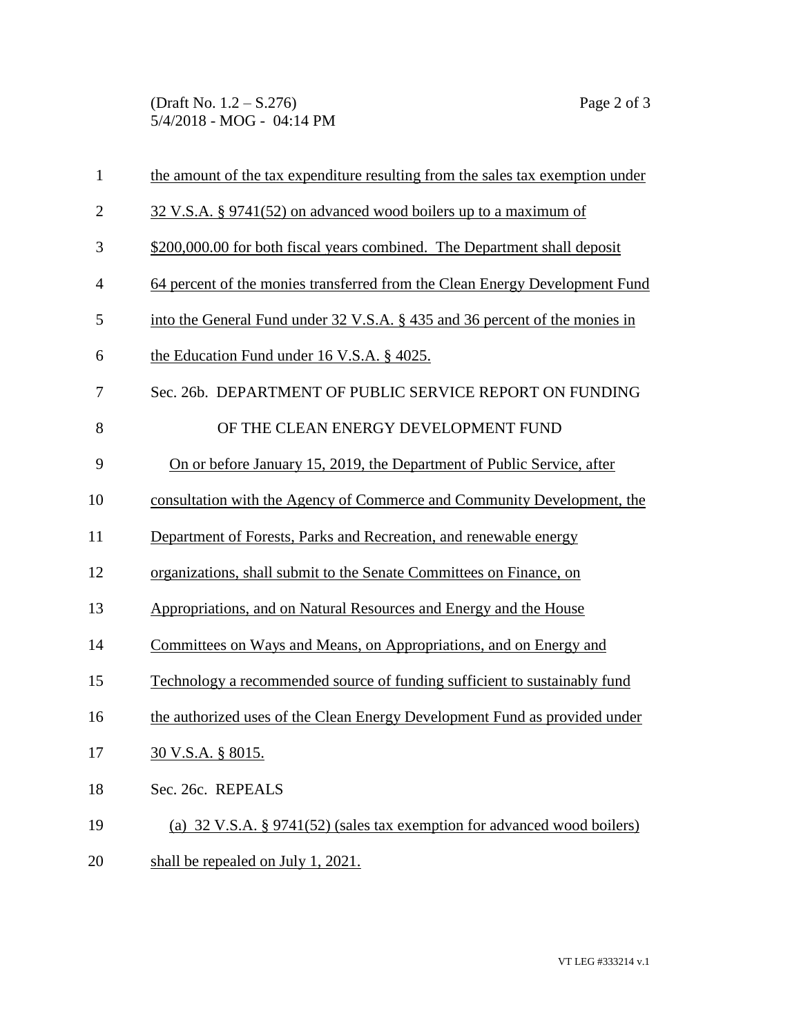the amount of the tax expenditure resulting from the sales tax exemption under 32 V.S.A. § 9741(52) on advanced wood boilers up to a maximum of $200,000.00 for both fiscal years combined. The Department shall deposit 64 percent of the monies transferred from the Clean Energy Development Fund into the General Fund under 32 V.S.A. § 435 and 36 percent of the monies in the Education Fund under 16 V.S.A. § 4025.

Sec. 26b. DEPARTMENT OF PUBLIC SERVICE REPORT ON FUNDING OF THE CLEAN ENERGY DEVELOPMENT FUND

On or before January 15, 2019, the Department of Public Service, after consultation with the Agency of Commerce and Community Development, the Department of Forests, Parks and Recreation, and renewable energy organizations, shall submit to the Senate Committees on Finance, on Appropriations, and on Natural Resources and Energy and the House Committees on Ways and Means, on Appropriations, and on Energy and Technology a recommended source of funding sufficient to sustainably fund the authorized uses of the Clean Energy Development Fund as provided under 30 V.S.A. § 8015.

Sec. 26c. REPEALS

(a) 32 V.S.A. § 9741(52) (sales tax exemption for advanced wood boilers) shall be repealed on July 1, 2021.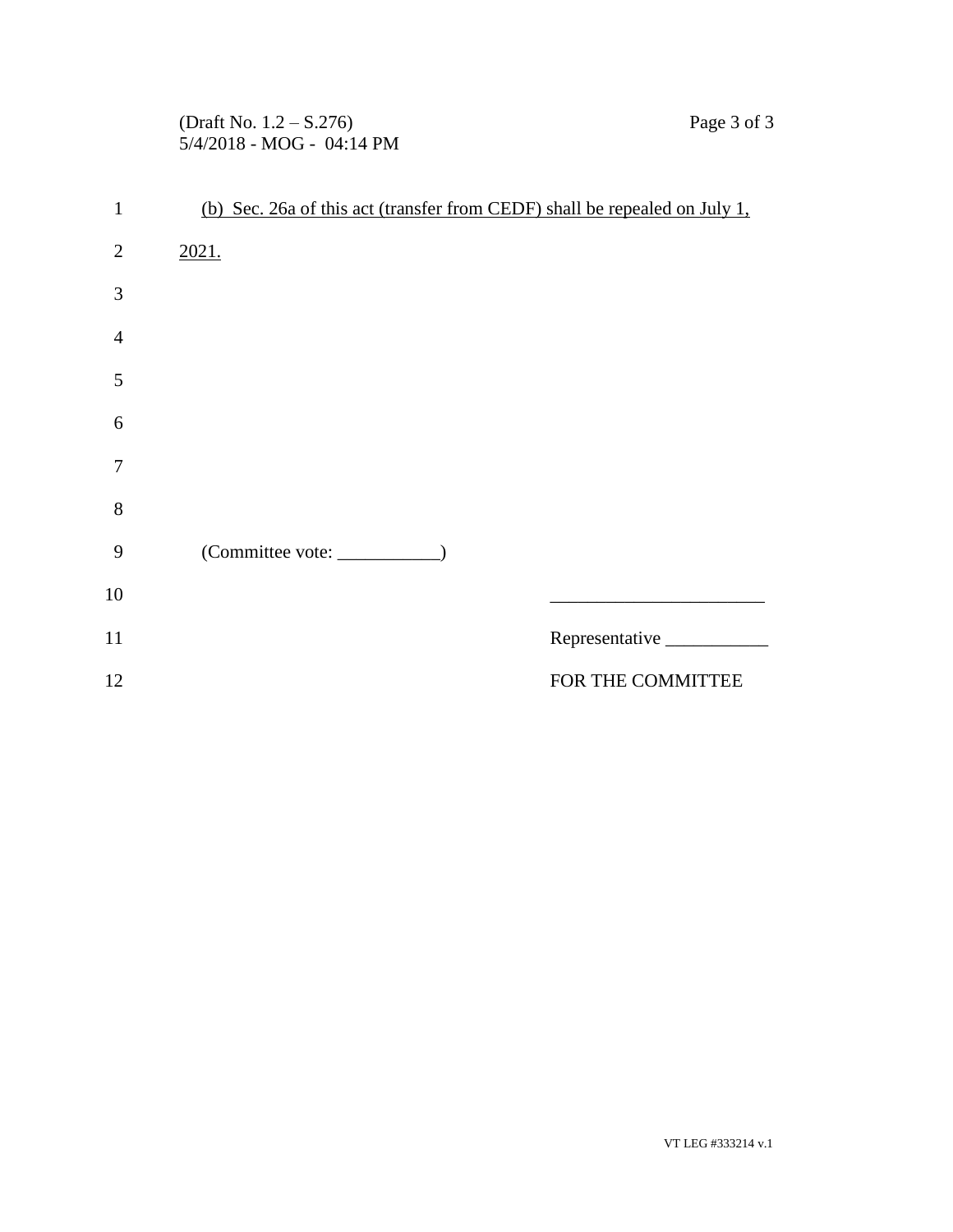(b) Sec. 26a of this act (transfer from CEDF) shall be repealed on July 1, 2021.

(Committee vote: ___________)

_______________________

Representative ___________

FOR THE COMMITTEE